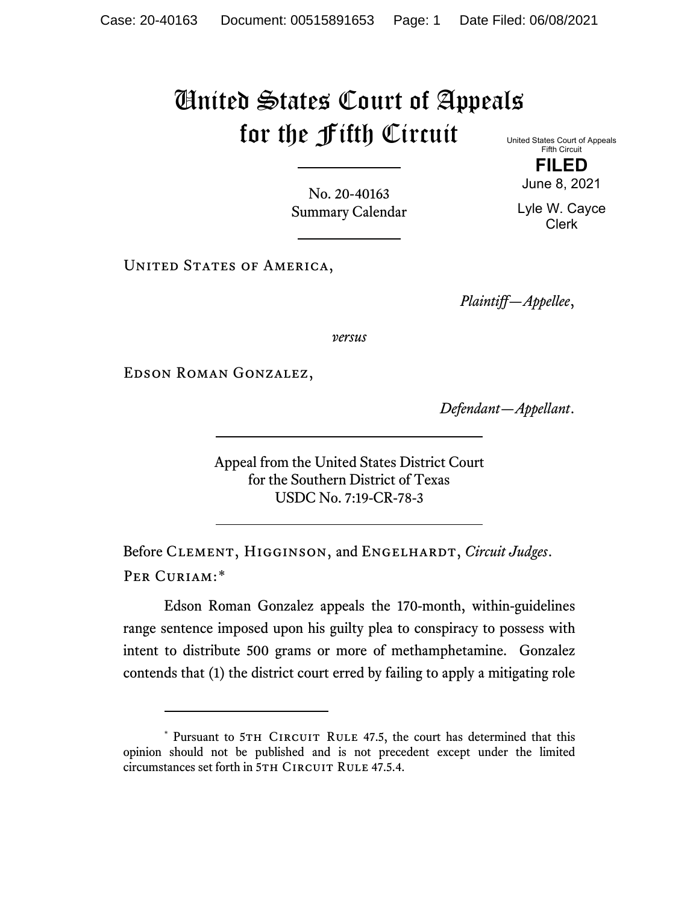# United States Court of Appeals for the Fifth Circuit

United States Court of Appeals
Fifth Circuit

**FILED**

June 8, 2021

Lyle W. Cayce
Clerk

No. 20-40163
Summary Calendar

---

United States of America,

*Plaintiff—Appellee*,

*versus*

Edson Roman Gonzalez,

*Defendant—Appellant*.

---

Appeal from the United States District Court
for the Southern District of Texas
USDC No. 7:19-CR-78-3

---

Before Clement, Higginson, and Engelhardt, *Circuit Judges*.

Per Curiam:*

Edson Roman Gonzalez appeals the 170-month, within-guidelines range sentence imposed upon his guilty plea to conspiracy to possess with intent to distribute 500 grams or more of methamphetamine. Gonzalez contends that (1) the district court erred by failing to apply a mitigating role

---

* Pursuant to 5th Circuit Rule 47.5, the court has determined that this opinion should not be published and is not precedent except under the limited circumstances set forth in 5th Circuit Rule 47.5.4.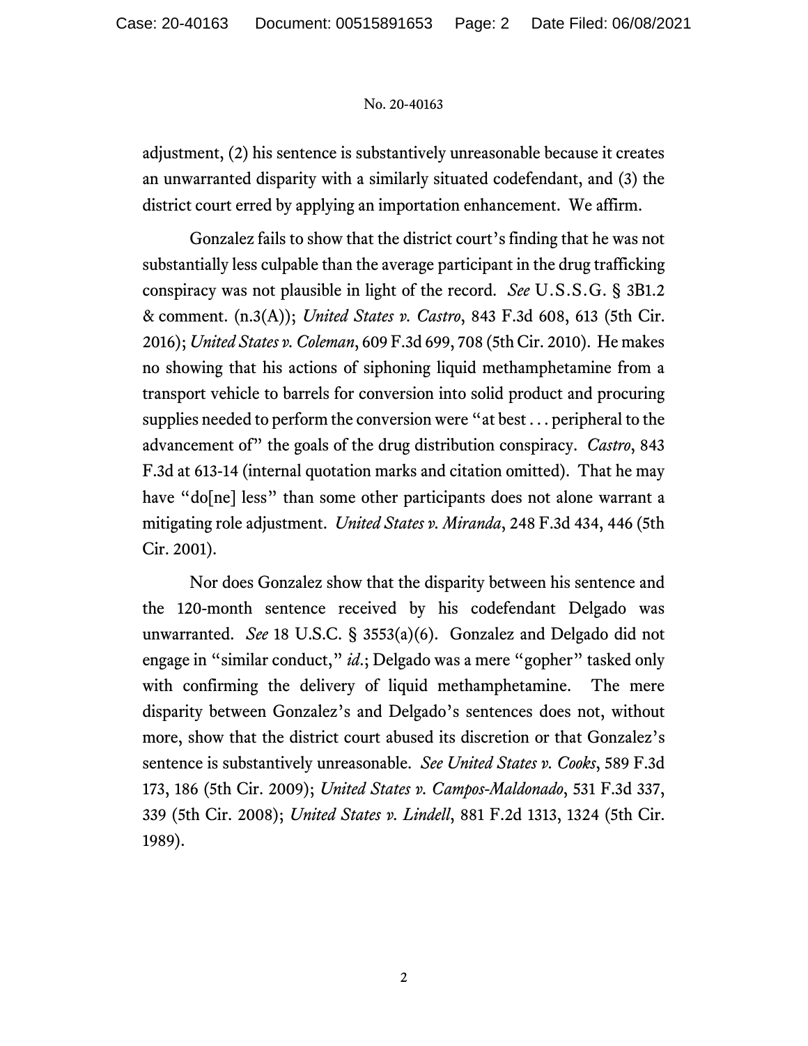adjustment, (2) his sentence is substantively unreasonable because it creates an unwarranted disparity with a similarly situated codefendant, and (3) the district court erred by applying an importation enhancement. We affirm.

Gonzalez fails to show that the district court's finding that he was not substantially less culpable than the average participant in the drug trafficking conspiracy was not plausible in light of the record. *See* U.S.S.G. § 3B1.2 & comment. (n.3(A)); *United States v. Castro*, 843 F.3d 608, 613 (5th Cir. 2016); *United States v. Coleman*, 609 F.3d 699, 708 (5th Cir. 2010). He makes no showing that his actions of siphoning liquid methamphetamine from a transport vehicle to barrels for conversion into solid product and procuring supplies needed to perform the conversion were "at best . . . peripheral to the advancement of" the goals of the drug distribution conspiracy. *Castro*, 843 F.3d at 613-14 (internal quotation marks and citation omitted). That he may have "do[ne] less" than some other participants does not alone warrant a mitigating role adjustment. *United States v. Miranda*, 248 F.3d 434, 446 (5th Cir. 2001).

Nor does Gonzalez show that the disparity between his sentence and the 120-month sentence received by his codefendant Delgado was unwarranted. *See* 18 U.S.C. § 3553(a)(6). Gonzalez and Delgado did not engage in "similar conduct," *id*.; Delgado was a mere "gopher" tasked only with confirming the delivery of liquid methamphetamine. The mere disparity between Gonzalez's and Delgado's sentences does not, without more, show that the district court abused its discretion or that Gonzalez's sentence is substantively unreasonable. *See United States v. Cooks*, 589 F.3d 173, 186 (5th Cir. 2009); *United States v. Campos-Maldonado*, 531 F.3d 337, 339 (5th Cir. 2008); *United States v. Lindell*, 881 F.2d 1313, 1324 (5th Cir. 1989).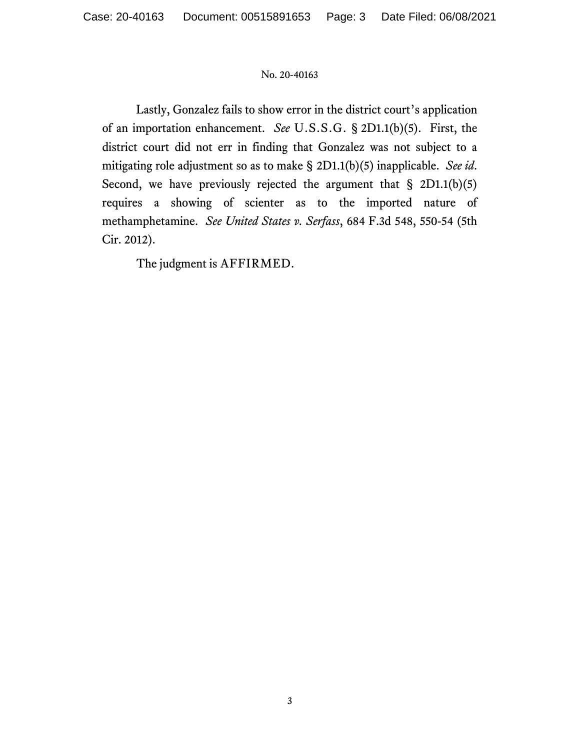Lastly, Gonzalez fails to show error in the district court's application of an importation enhancement. *See* U.S.S.G. § 2D1.1(b)(5). First, the district court did not err in finding that Gonzalez was not subject to a mitigating role adjustment so as to make § 2D1.1(b)(5) inapplicable. *See id*. Second, we have previously rejected the argument that § 2D1.1(b)(5) requires a showing of scienter as to the imported nature of methamphetamine. *See United States v. Serfass*, 684 F.3d 548, 550-54 (5th Cir. 2012).

The judgment is AFFIRMED.